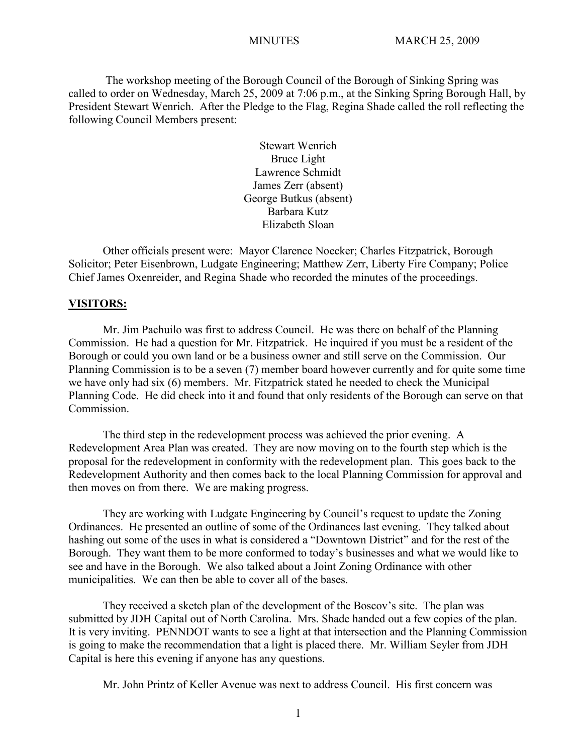The workshop meeting of the Borough Council of the Borough of Sinking Spring was called to order on Wednesday, March 25, 2009 at 7:06 p.m., at the Sinking Spring Borough Hall, by President Stewart Wenrich. After the Pledge to the Flag, Regina Shade called the roll reflecting the following Council Members present:

Stewart Wenrich
Bruce Light
Lawrence Schmidt
James Zerr (absent)
George Butkus (absent)
Barbara Kutz
Elizabeth Sloan

Other officials present were: Mayor Clarence Noecker; Charles Fitzpatrick, Borough Solicitor; Peter Eisenbrown, Ludgate Engineering; Matthew Zerr, Liberty Fire Company; Police Chief James Oxenreider, and Regina Shade who recorded the minutes of the proceedings.

## **VISITORS:**

Mr. Jim Pachuilo was first to address Council. He was there on behalf of the Planning Commission. He had a question for Mr. Fitzpatrick. He inquired if you must be a resident of the Borough or could you own land or be a business owner and still serve on the Commission. Our Planning Commission is to be a seven (7) member board however currently and for quite some time we have only had six (6) members. Mr. Fitzpatrick stated he needed to check the Municipal Planning Code. He did check into it and found that only residents of the Borough can serve on that Commission.

The third step in the redevelopment process was achieved the prior evening. A Redevelopment Area Plan was created. They are now moving on to the fourth step which is the proposal for the redevelopment in conformity with the redevelopment plan. This goes back to the Redevelopment Authority and then comes back to the local Planning Commission for approval and then moves on from there. We are making progress.

They are working with Ludgate Engineering by Council's request to update the Zoning Ordinances. He presented an outline of some of the Ordinances last evening. They talked about hashing out some of the uses in what is considered a "Downtown District" and for the rest of the Borough. They want them to be more conformed to today's businesses and what we would like to see and have in the Borough. We also talked about a Joint Zoning Ordinance with other municipalities. We can then be able to cover all of the bases.

They received a sketch plan of the development of the Boscov's site. The plan was submitted by JDH Capital out of North Carolina. Mrs. Shade handed out a few copies of the plan. It is very inviting. PENNDOT wants to see a light at that intersection and the Planning Commission is going to make the recommendation that a light is placed there. Mr. William Seyler from JDH Capital is here this evening if anyone has any questions.

Mr. John Printz of Keller Avenue was next to address Council. His first concern was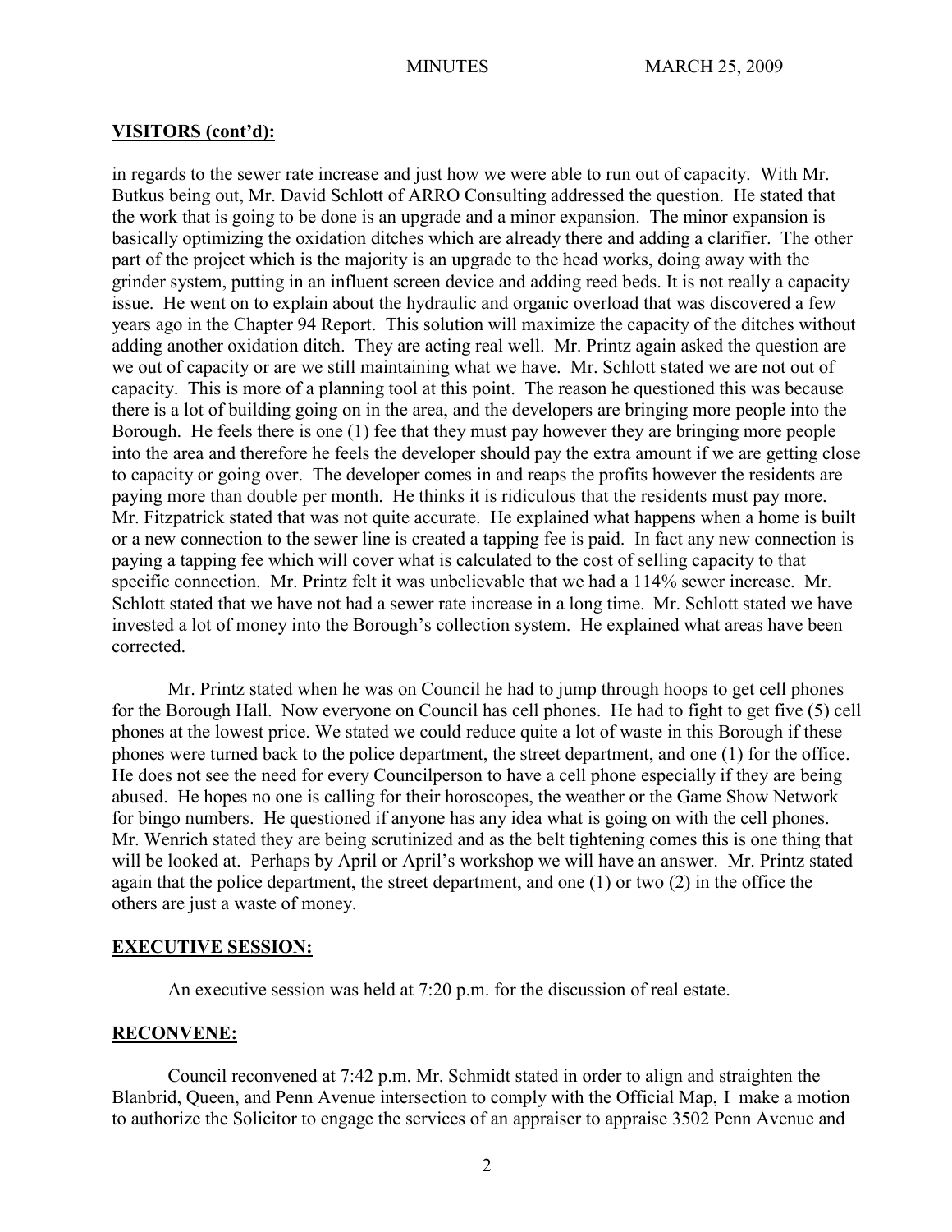## VISITORS (cont'd):

in regards to the sewer rate increase and just how we were able to run out of capacity. With Mr. Butkus being out, Mr. David Schlott of ARRO Consulting addressed the question. He stated that the work that is going to be done is an upgrade and a minor expansion. The minor expansion is basically optimizing the oxidation ditches which are already there and adding a clarifier. The other part of the project which is the majority is an upgrade to the head works, doing away with the grinder system, putting in an influent screen device and adding reed beds. It is not really a capacity issue. He went on to explain about the hydraulic and organic overload that was discovered a few years ago in the Chapter 94 Report. This solution will maximize the capacity of the ditches without adding another oxidation ditch. They are acting real well. Mr. Printz again asked the question are we out of capacity or are we still maintaining what we have. Mr. Schlott stated we are not out of capacity. This is more of a planning tool at this point. The reason he questioned this was because there is a lot of building going on in the area, and the developers are bringing more people into the Borough. He feels there is one (1) fee that they must pay however they are bringing more people into the area and therefore he feels the developer should pay the extra amount if we are getting close to capacity or going over. The developer comes in and reaps the profits however the residents are paying more than double per month. He thinks it is ridiculous that the residents must pay more. Mr. Fitzpatrick stated that was not quite accurate. He explained what happens when a home is built or a new connection to the sewer line is created a tapping fee is paid. In fact any new connection is paying a tapping fee which will cover what is calculated to the cost of selling capacity to that specific connection. Mr. Printz felt it was unbelievable that we had a 114% sewer increase. Mr. Schlott stated that we have not had a sewer rate increase in a long time. Mr. Schlott stated we have invested a lot of money into the Borough's collection system. He explained what areas have been corrected.

Mr. Printz stated when he was on Council he had to jump through hoops to get cell phones for the Borough Hall. Now everyone on Council has cell phones. He had to fight to get five (5) cell phones at the lowest price. We stated we could reduce quite a lot of waste in this Borough if these phones were turned back to the police department, the street department, and one (1) for the office. He does not see the need for every Councilperson to have a cell phone especially if they are being abused. He hopes no one is calling for their horoscopes, the weather or the Game Show Network for bingo numbers. He questioned if anyone has any idea what is going on with the cell phones. Mr. Wenrich stated they are being scrutinized and as the belt tightening comes this is one thing that will be looked at. Perhaps by April or April's workshop we will have an answer. Mr. Printz stated again that the police department, the street department, and one (1) or two (2) in the office the others are just a waste of money.

## EXECUTIVE SESSION:

An executive session was held at 7:20 p.m. for the discussion of real estate.

## RECONVENE:

Council reconvened at 7:42 p.m. Mr. Schmidt stated in order to align and straighten the Blanbrid, Queen, and Penn Avenue intersection to comply with the Official Map, I make a motion to authorize the Solicitor to engage the services of an appraiser to appraise 3502 Penn Avenue and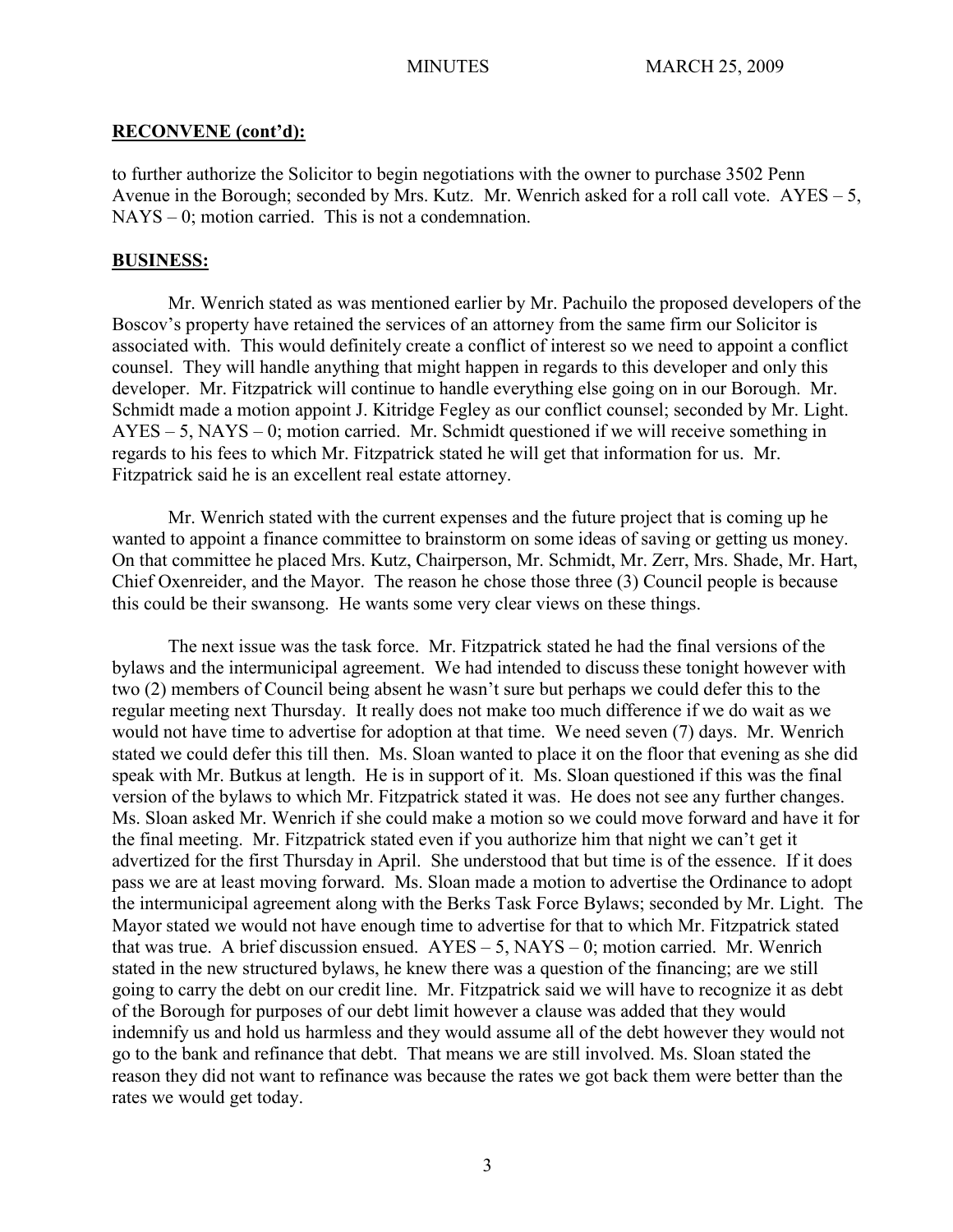## RECONVENE (cont'd):

to further authorize the Solicitor to begin negotiations with the owner to purchase 3502 Penn Avenue in the Borough; seconded by Mrs. Kutz. Mr. Wenrich asked for a roll call vote. AYES – 5, NAYS – 0; motion carried. This is not a condemnation.

## BUSINESS:

Mr. Wenrich stated as was mentioned earlier by Mr. Pachuilo the proposed developers of the Boscov's property have retained the services of an attorney from the same firm our Solicitor is associated with. This would definitely create a conflict of interest so we need to appoint a conflict counsel. They will handle anything that might happen in regards to this developer and only this developer. Mr. Fitzpatrick will continue to handle everything else going on in our Borough. Mr. Schmidt made a motion appoint J. Kitridge Fegley as our conflict counsel; seconded by Mr. Light. AYES – 5, NAYS – 0; motion carried. Mr. Schmidt questioned if we will receive something in regards to his fees to which Mr. Fitzpatrick stated he will get that information for us. Mr. Fitzpatrick said he is an excellent real estate attorney.

Mr. Wenrich stated with the current expenses and the future project that is coming up he wanted to appoint a finance committee to brainstorm on some ideas of saving or getting us money. On that committee he placed Mrs. Kutz, Chairperson, Mr. Schmidt, Mr. Zerr, Mrs. Shade, Mr. Hart, Chief Oxenreider, and the Mayor. The reason he chose those three (3) Council people is because this could be their swansong. He wants some very clear views on these things.

The next issue was the task force. Mr. Fitzpatrick stated he had the final versions of the bylaws and the intermunicipal agreement. We had intended to discuss these tonight however with two (2) members of Council being absent he wasn't sure but perhaps we could defer this to the regular meeting next Thursday. It really does not make too much difference if we do wait as we would not have time to advertise for adoption at that time. We need seven (7) days. Mr. Wenrich stated we could defer this till then. Ms. Sloan wanted to place it on the floor that evening as she did speak with Mr. Butkus at length. He is in support of it. Ms. Sloan questioned if this was the final version of the bylaws to which Mr. Fitzpatrick stated it was. He does not see any further changes. Ms. Sloan asked Mr. Wenrich if she could make a motion so we could move forward and have it for the final meeting. Mr. Fitzpatrick stated even if you authorize him that night we can't get it advertized for the first Thursday in April. She understood that but time is of the essence. If it does pass we are at least moving forward. Ms. Sloan made a motion to advertise the Ordinance to adopt the intermunicipal agreement along with the Berks Task Force Bylaws; seconded by Mr. Light. The Mayor stated we would not have enough time to advertise for that to which Mr. Fitzpatrick stated that was true. A brief discussion ensued. AYES – 5, NAYS – 0; motion carried. Mr. Wenrich stated in the new structured bylaws, he knew there was a question of the financing; are we still going to carry the debt on our credit line. Mr. Fitzpatrick said we will have to recognize it as debt of the Borough for purposes of our debt limit however a clause was added that they would indemnify us and hold us harmless and they would assume all of the debt however they would not go to the bank and refinance that debt. That means we are still involved. Ms. Sloan stated the reason they did not want to refinance was because the rates we got back them were better than the rates we would get today.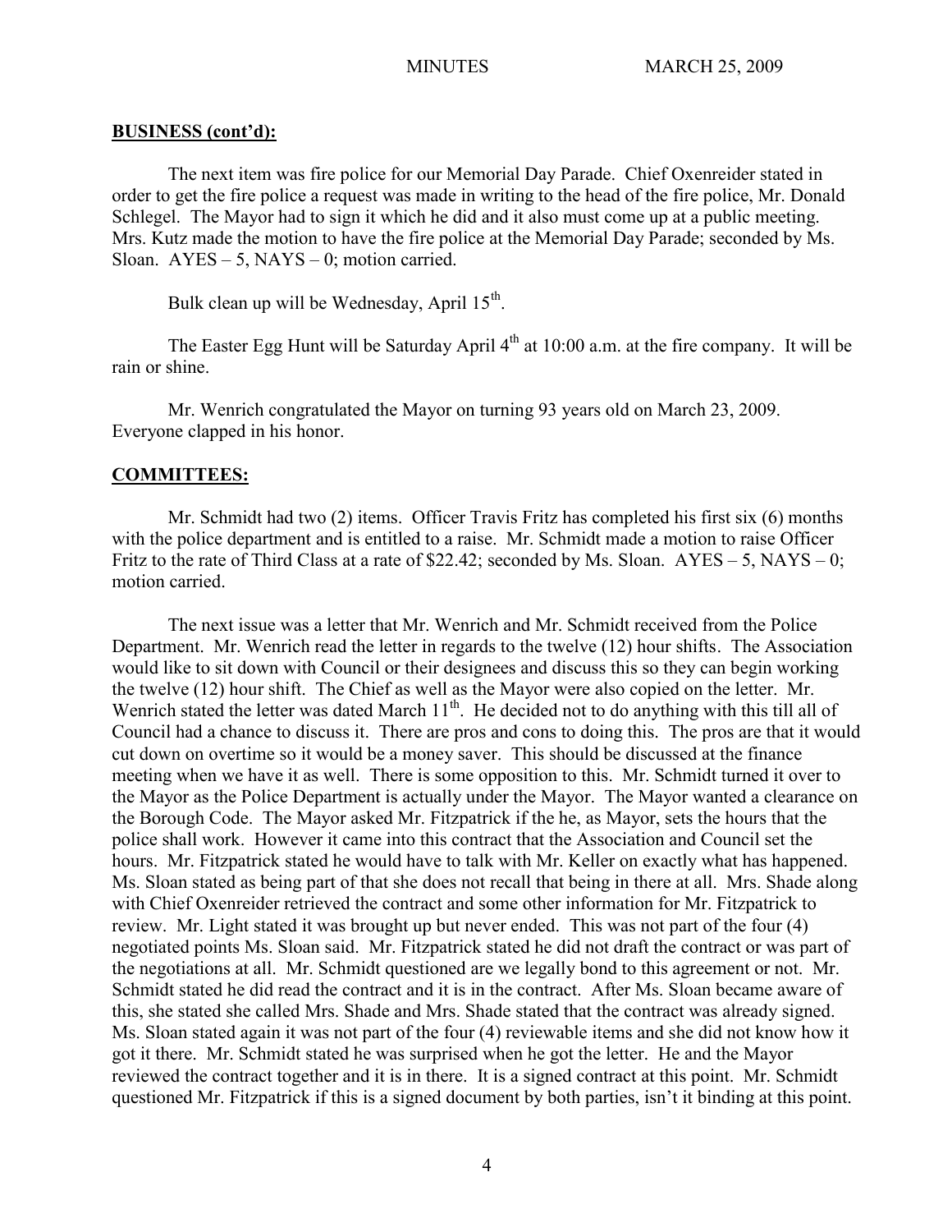**BUSINESS (cont'd):**

The next item was fire police for our Memorial Day Parade. Chief Oxenreider stated in order to get the fire police a request was made in writing to the head of the fire police, Mr. Donald Schlegel. The Mayor had to sign it which he did and it also must come up at a public meeting. Mrs. Kutz made the motion to have the fire police at the Memorial Day Parade; seconded by Ms. Sloan. AYES – 5, NAYS – 0; motion carried.

Bulk clean up will be Wednesday, April 15th.

The Easter Egg Hunt will be Saturday April 4th at 10:00 a.m. at the fire company. It will be rain or shine.

Mr. Wenrich congratulated the Mayor on turning 93 years old on March 23, 2009. Everyone clapped in his honor.

**COMMITTEES:**

Mr. Schmidt had two (2) items. Officer Travis Fritz has completed his first six (6) months with the police department and is entitled to a raise. Mr. Schmidt made a motion to raise Officer Fritz to the rate of Third Class at a rate of $22.42; seconded by Ms. Sloan. AYES – 5, NAYS – 0; motion carried.

The next issue was a letter that Mr. Wenrich and Mr. Schmidt received from the Police Department. Mr. Wenrich read the letter in regards to the twelve (12) hour shifts. The Association would like to sit down with Council or their designees and discuss this so they can begin working the twelve (12) hour shift. The Chief as well as the Mayor were also copied on the letter. Mr. Wenrich stated the letter was dated March 11th. He decided not to do anything with this till all of Council had a chance to discuss it. There are pros and cons to doing this. The pros are that it would cut down on overtime so it would be a money saver. This should be discussed at the finance meeting when we have it as well. There is some opposition to this. Mr. Schmidt turned it over to the Mayor as the Police Department is actually under the Mayor. The Mayor wanted a clearance on the Borough Code. The Mayor asked Mr. Fitzpatrick if the he, as Mayor, sets the hours that the police shall work. However it came into this contract that the Association and Council set the hours. Mr. Fitzpatrick stated he would have to talk with Mr. Keller on exactly what has happened. Ms. Sloan stated as being part of that she does not recall that being in there at all. Mrs. Shade along with Chief Oxenreider retrieved the contract and some other information for Mr. Fitzpatrick to review. Mr. Light stated it was brought up but never ended. This was not part of the four (4) negotiated points Ms. Sloan said. Mr. Fitzpatrick stated he did not draft the contract or was part of the negotiations at all. Mr. Schmidt questioned are we legally bond to this agreement or not. Mr. Schmidt stated he did read the contract and it is in the contract. After Ms. Sloan became aware of this, she stated she called Mrs. Shade and Mrs. Shade stated that the contract was already signed. Ms. Sloan stated again it was not part of the four (4) reviewable items and she did not know how it got it there. Mr. Schmidt stated he was surprised when he got the letter. He and the Mayor reviewed the contract together and it is in there. It is a signed contract at this point. Mr. Schmidt questioned Mr. Fitzpatrick if this is a signed document by both parties, isn't it binding at this point.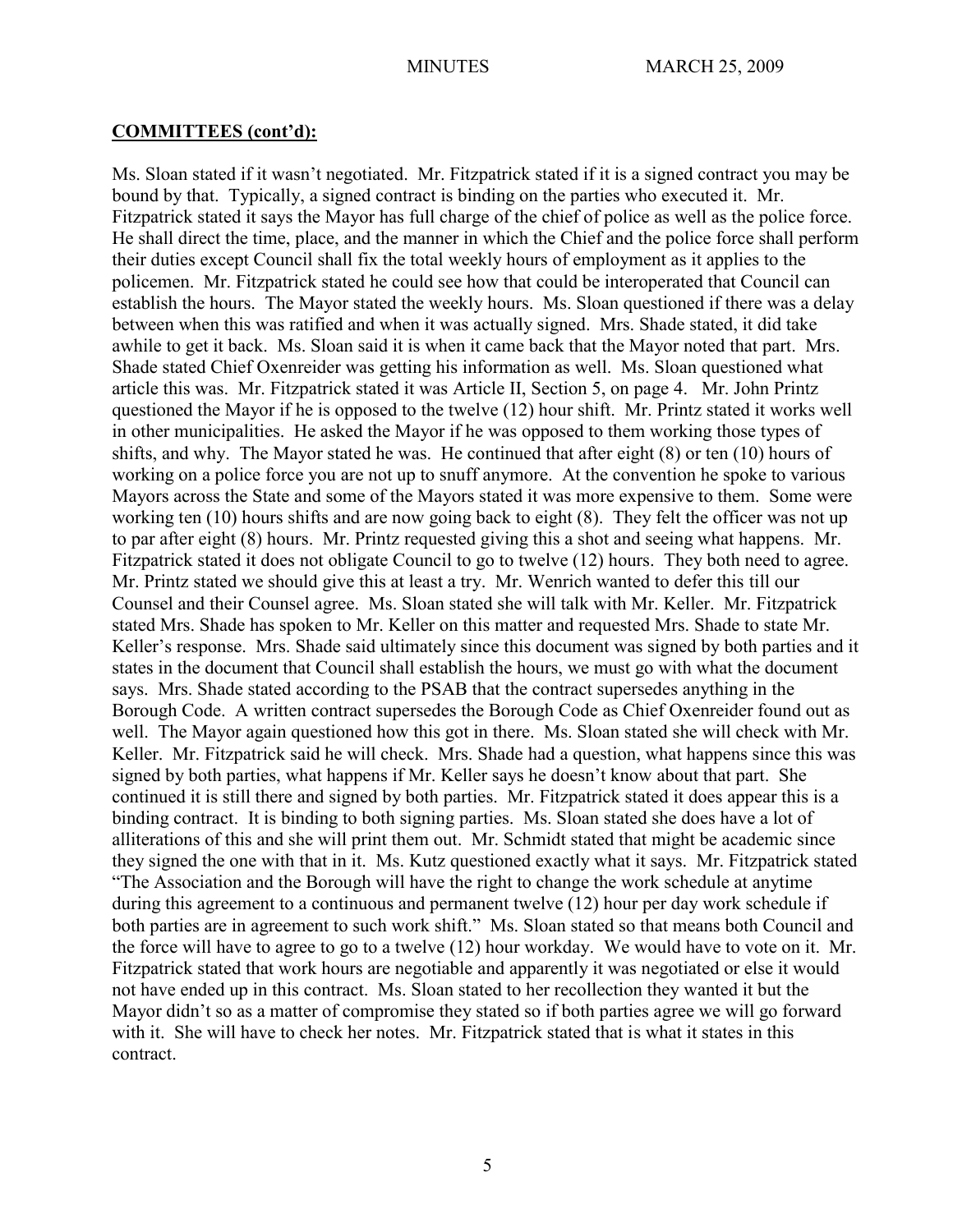## **COMMITTEES (cont'd):**

Ms. Sloan stated if it wasn't negotiated. Mr. Fitzpatrick stated if it is a signed contract you may be bound by that. Typically, a signed contract is binding on the parties who executed it. Mr. Fitzpatrick stated it says the Mayor has full charge of the chief of police as well as the police force. He shall direct the time, place, and the manner in which the Chief and the police force shall perform their duties except Council shall fix the total weekly hours of employment as it applies to the policemen. Mr. Fitzpatrick stated he could see how that could be interoperated that Council can establish the hours. The Mayor stated the weekly hours. Ms. Sloan questioned if there was a delay between when this was ratified and when it was actually signed. Mrs. Shade stated, it did take awhile to get it back. Ms. Sloan said it is when it came back that the Mayor noted that part. Mrs. Shade stated Chief Oxenreider was getting his information as well. Ms. Sloan questioned what article this was. Mr. Fitzpatrick stated it was Article II, Section 5, on page 4. Mr. John Printz questioned the Mayor if he is opposed to the twelve (12) hour shift. Mr. Printz stated it works well in other municipalities. He asked the Mayor if he was opposed to them working those types of shifts, and why. The Mayor stated he was. He continued that after eight (8) or ten (10) hours of working on a police force you are not up to snuff anymore. At the convention he spoke to various Mayors across the State and some of the Mayors stated it was more expensive to them. Some were working ten (10) hours shifts and are now going back to eight (8). They felt the officer was not up to par after eight (8) hours. Mr. Printz requested giving this a shot and seeing what happens. Mr. Fitzpatrick stated it does not obligate Council to go to twelve (12) hours. They both need to agree. Mr. Printz stated we should give this at least a try. Mr. Wenrich wanted to defer this till our Counsel and their Counsel agree. Ms. Sloan stated she will talk with Mr. Keller. Mr. Fitzpatrick stated Mrs. Shade has spoken to Mr. Keller on this matter and requested Mrs. Shade to state Mr. Keller's response. Mrs. Shade said ultimately since this document was signed by both parties and it states in the document that Council shall establish the hours, we must go with what the document says. Mrs. Shade stated according to the PSAB that the contract supersedes anything in the Borough Code. A written contract supersedes the Borough Code as Chief Oxenreider found out as well. The Mayor again questioned how this got in there. Ms. Sloan stated she will check with Mr. Keller. Mr. Fitzpatrick said he will check. Mrs. Shade had a question, what happens since this was signed by both parties, what happens if Mr. Keller says he doesn't know about that part. She continued it is still there and signed by both parties. Mr. Fitzpatrick stated it does appear this is a binding contract. It is binding to both signing parties. Ms. Sloan stated she does have a lot of alliterations of this and she will print them out. Mr. Schmidt stated that might be academic since they signed the one with that in it. Ms. Kutz questioned exactly what it says. Mr. Fitzpatrick stated "The Association and the Borough will have the right to change the work schedule at anytime during this agreement to a continuous and permanent twelve (12) hour per day work schedule if both parties are in agreement to such work shift." Ms. Sloan stated so that means both Council and the force will have to agree to go to a twelve (12) hour workday. We would have to vote on it. Mr. Fitzpatrick stated that work hours are negotiable and apparently it was negotiated or else it would not have ended up in this contract. Ms. Sloan stated to her recollection they wanted it but the Mayor didn't so as a matter of compromise they stated so if both parties agree we will go forward with it. She will have to check her notes. Mr. Fitzpatrick stated that is what it states in this contract.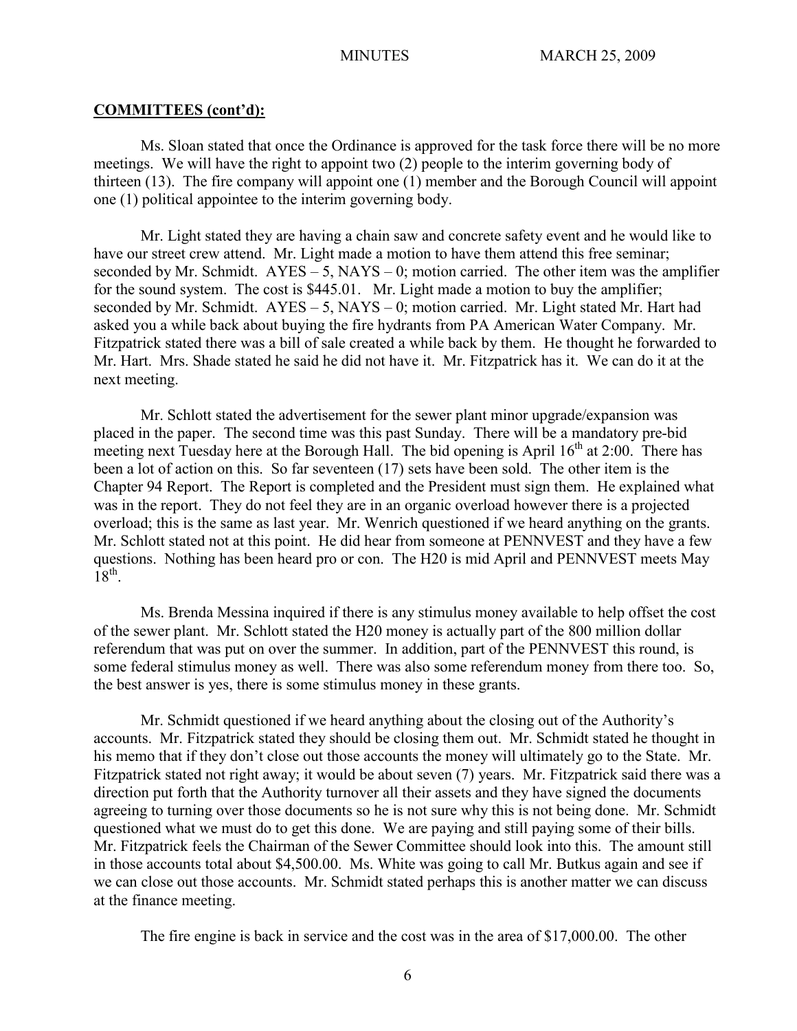## COMMITTEES (cont'd):

Ms. Sloan stated that once the Ordinance is approved for the task force there will be no more meetings. We will have the right to appoint two (2) people to the interim governing body of thirteen (13). The fire company will appoint one (1) member and the Borough Council will appoint one (1) political appointee to the interim governing body.

Mr. Light stated they are having a chain saw and concrete safety event and he would like to have our street crew attend. Mr. Light made a motion to have them attend this free seminar; seconded by Mr. Schmidt. AYES – 5, NAYS – 0; motion carried. The other item was the amplifier for the sound system. The cost is $445.01. Mr. Light made a motion to buy the amplifier; seconded by Mr. Schmidt. AYES – 5, NAYS – 0; motion carried. Mr. Light stated Mr. Hart had asked you a while back about buying the fire hydrants from PA American Water Company. Mr. Fitzpatrick stated there was a bill of sale created a while back by them. He thought he forwarded to Mr. Hart. Mrs. Shade stated he said he did not have it. Mr. Fitzpatrick has it. We can do it at the next meeting.

Mr. Schlott stated the advertisement for the sewer plant minor upgrade/expansion was placed in the paper. The second time was this past Sunday. There will be a mandatory pre-bid meeting next Tuesday here at the Borough Hall. The bid opening is April 16th at 2:00. There has been a lot of action on this. So far seventeen (17) sets have been sold. The other item is the Chapter 94 Report. The Report is completed and the President must sign them. He explained what was in the report. They do not feel they are in an organic overload however there is a projected overload; this is the same as last year. Mr. Wenrich questioned if we heard anything on the grants. Mr. Schlott stated not at this point. He did hear from someone at PENNVEST and they have a few questions. Nothing has been heard pro or con. The H20 is mid April and PENNVEST meets May 18th.

Ms. Brenda Messina inquired if there is any stimulus money available to help offset the cost of the sewer plant. Mr. Schlott stated the H20 money is actually part of the 800 million dollar referendum that was put on over the summer. In addition, part of the PENNVEST this round, is some federal stimulus money as well. There was also some referendum money from there too. So, the best answer is yes, there is some stimulus money in these grants.

Mr. Schmidt questioned if we heard anything about the closing out of the Authority's accounts. Mr. Fitzpatrick stated they should be closing them out. Mr. Schmidt stated he thought in his memo that if they don't close out those accounts the money will ultimately go to the State. Mr. Fitzpatrick stated not right away; it would be about seven (7) years. Mr. Fitzpatrick said there was a direction put forth that the Authority turnover all their assets and they have signed the documents agreeing to turning over those documents so he is not sure why this is not being done. Mr. Schmidt questioned what we must do to get this done. We are paying and still paying some of their bills. Mr. Fitzpatrick feels the Chairman of the Sewer Committee should look into this. The amount still in those accounts total about $4,500.00. Ms. White was going to call Mr. Butkus again and see if we can close out those accounts. Mr. Schmidt stated perhaps this is another matter we can discuss at the finance meeting.

The fire engine is back in service and the cost was in the area of $17,000.00. The other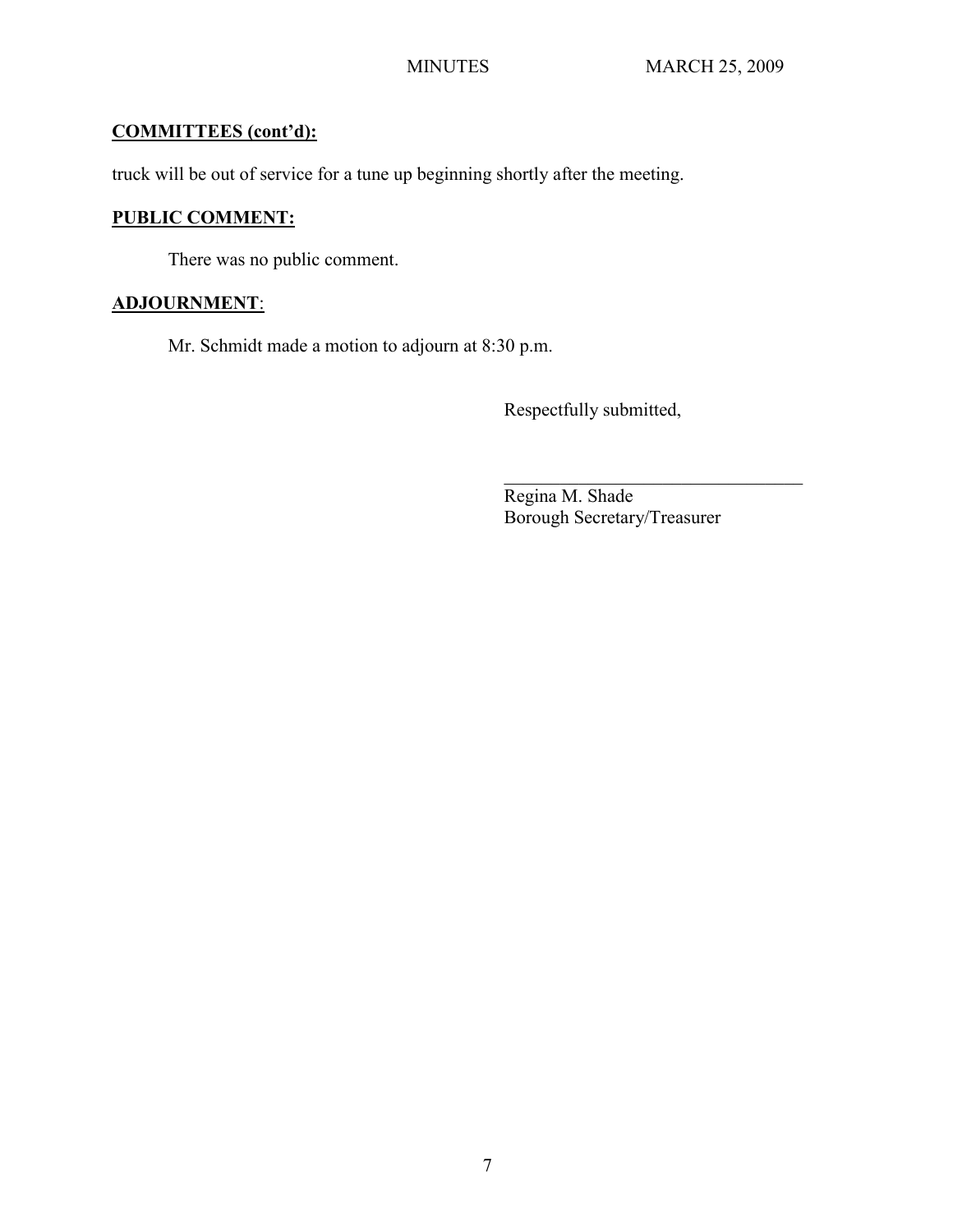**COMMITTEES (cont'd):**

truck will be out of service for a tune up beginning shortly after the meeting.

**PUBLIC COMMENT:**

There was no public comment.

**ADJOURNMENT**:

Mr. Schmidt made a motion to adjourn at 8:30 p.m.

Respectfully submitted,

\_\_\_\_\_\_\_\_\_\_\_\_\_\_\_\_\_\_\_\_\_\_\_\_\_\_\_\_\_\_\_\_\_\_

Regina M. Shade
Borough Secretary/Treasurer